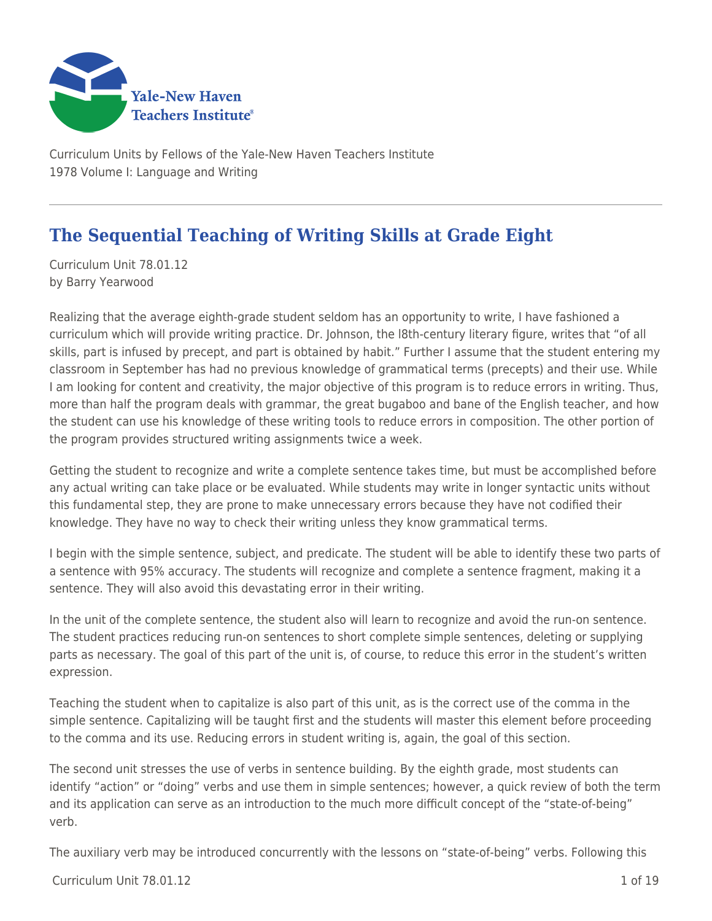Yale-New Haven Teachers Institute

Curriculum Units by Fellows of the Yale-New Haven Teachers Institute
1978 Volume I: Language and Writing

# The Sequential Teaching of Writing Skills at Grade Eight

Curriculum Unit 78.01.12
by Barry Yearwood

Realizing that the average eighth-grade student seldom has an opportunity to write, I have fashioned a curriculum which will provide writing practice. Dr. Johnson, the l8th-century literary figure, writes that "of all skills, part is infused by precept, and part is obtained by habit." Further I assume that the student entering my classroom in September has had no previous knowledge of grammatical terms (precepts) and their use. While I am looking for content and creativity, the major objective of this program is to reduce errors in writing. Thus, more than half the program deals with grammar, the great bugaboo and bane of the English teacher, and how the student can use his knowledge of these writing tools to reduce errors in composition. The other portion of the program provides structured writing assignments twice a week.

Getting the student to recognize and write a complete sentence takes time, but must be accomplished before any actual writing can take place or be evaluated. While students may write in longer syntactic units without this fundamental step, they are prone to make unnecessary errors because they have not codified their knowledge. They have no way to check their writing unless they know grammatical terms.

I begin with the simple sentence, subject, and predicate. The student will be able to identify these two parts of a sentence with 95% accuracy. The students will recognize and complete a sentence fragment, making it a sentence. They will also avoid this devastating error in their writing.

In the unit of the complete sentence, the student also will learn to recognize and avoid the run-on sentence. The student practices reducing run-on sentences to short complete simple sentences, deleting or supplying parts as necessary. The goal of this part of the unit is, of course, to reduce this error in the student's written expression.

Teaching the student when to capitalize is also part of this unit, as is the correct use of the comma in the simple sentence. Capitalizing will be taught first and the students will master this element before proceeding to the comma and its use. Reducing errors in student writing is, again, the goal of this section.

The second unit stresses the use of verbs in sentence building. By the eighth grade, most students can identify "action" or "doing" verbs and use them in simple sentences; however, a quick review of both the term and its application can serve as an introduction to the much more difficult concept of the "state-of-being" verb.

The auxiliary verb may be introduced concurrently with the lessons on "state-of-being" verbs. Following this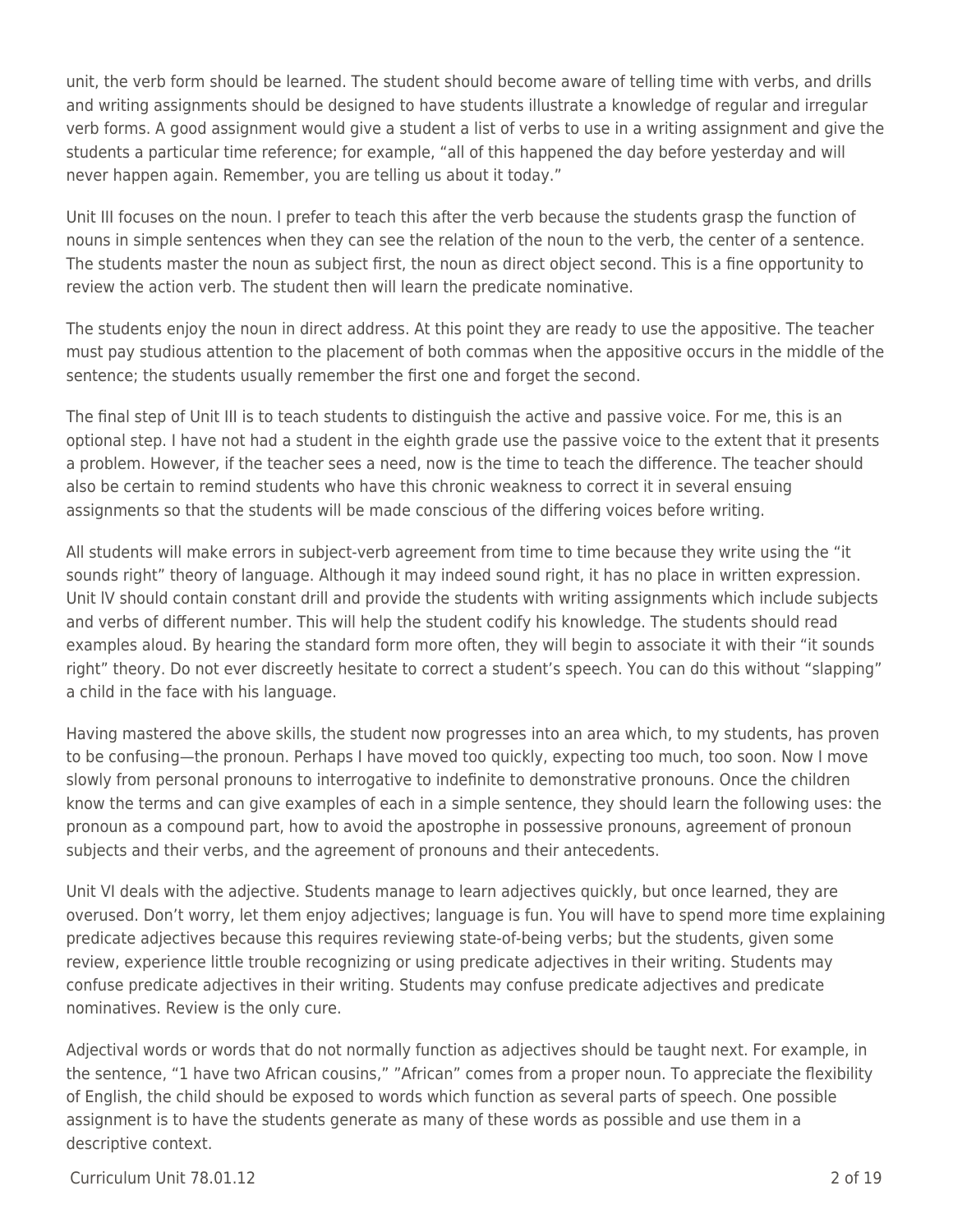unit, the verb form should be learned. The student should become aware of telling time with verbs, and drills and writing assignments should be designed to have students illustrate a knowledge of regular and irregular verb forms. A good assignment would give a student a list of verbs to use in a writing assignment and give the students a particular time reference; for example, "all of this happened the day before yesterday and will never happen again. Remember, you are telling us about it today."

Unit III focuses on the noun. I prefer to teach this after the verb because the students grasp the function of nouns in simple sentences when they can see the relation of the noun to the verb, the center of a sentence. The students master the noun as subject first, the noun as direct object second. This is a fine opportunity to review the action verb. The student then will learn the predicate nominative.

The students enjoy the noun in direct address. At this point they are ready to use the appositive. The teacher must pay studious attention to the placement of both commas when the appositive occurs in the middle of the sentence; the students usually remember the first one and forget the second.

The final step of Unit III is to teach students to distinguish the active and passive voice. For me, this is an optional step. I have not had a student in the eighth grade use the passive voice to the extent that it presents a problem. However, if the teacher sees a need, now is the time to teach the difference. The teacher should also be certain to remind students who have this chronic weakness to correct it in several ensuing assignments so that the students will be made conscious of the differing voices before writing.

All students will make errors in subject-verb agreement from time to time because they write using the "it sounds right" theory of language. Although it may indeed sound right, it has no place in written expression. Unit lV should contain constant drill and provide the students with writing assignments which include subjects and verbs of different number. This will help the student codify his knowledge. The students should read examples aloud. By hearing the standard form more often, they will begin to associate it with their "it sounds right" theory. Do not ever discreetly hesitate to correct a student's speech. You can do this without "slapping" a child in the face with his language.

Having mastered the above skills, the student now progresses into an area which, to my students, has proven to be confusing—the pronoun. Perhaps I have moved too quickly, expecting too much, too soon. Now I move slowly from personal pronouns to interrogative to indefinite to demonstrative pronouns. Once the children know the terms and can give examples of each in a simple sentence, they should learn the following uses: the pronoun as a compound part, how to avoid the apostrophe in possessive pronouns, agreement of pronoun subjects and their verbs, and the agreement of pronouns and their antecedents.

Unit VI deals with the adjective. Students manage to learn adjectives quickly, but once learned, they are overused. Don't worry, let them enjoy adjectives; language is fun. You will have to spend more time explaining predicate adjectives because this requires reviewing state-of-being verbs; but the students, given some review, experience little trouble recognizing or using predicate adjectives in their writing. Students may confuse predicate adjectives in their writing. Students may confuse predicate adjectives and predicate nominatives. Review is the only cure.

Adjectival words or words that do not normally function as adjectives should be taught next. For example, in the sentence, "1 have two African cousins," "African" comes from a proper noun. To appreciate the flexibility of English, the child should be exposed to words which function as several parts of speech. One possible assignment is to have the students generate as many of these words as possible and use them in a descriptive context.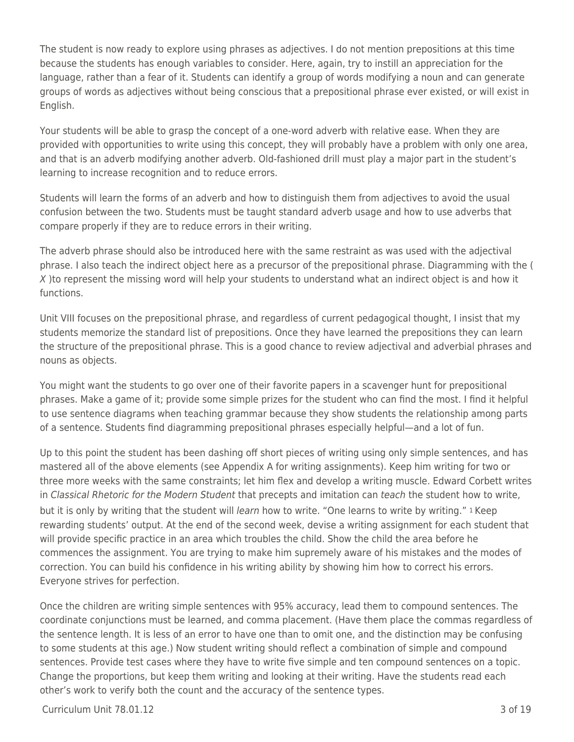The student is now ready to explore using phrases as adjectives. I do not mention prepositions at this time because the students has enough variables to consider. Here, again, try to instill an appreciation for the language, rather than a fear of it. Students can identify a group of words modifying a noun and can generate groups of words as adjectives without being conscious that a prepositional phrase ever existed, or will exist in English.

Your students will be able to grasp the concept of a one-word adverb with relative ease. When they are provided with opportunities to write using this concept, they will probably have a problem with only one area, and that is an adverb modifying another adverb. Old-fashioned drill must play a major part in the student's learning to increase recognition and to reduce errors.

Students will learn the forms of an adverb and how to distinguish them from adjectives to avoid the usual confusion between the two. Students must be taught standard adverb usage and how to use adverbs that compare properly if they are to reduce errors in their writing.

The adverb phrase should also be introduced here with the same restraint as was used with the adjectival phrase. I also teach the indirect object here as a precursor of the prepositional phrase. Diagramming with the ( *X* )to represent the missing word will help your students to understand what an indirect object is and how it functions.

Unit VIII focuses on the prepositional phrase, and regardless of current pedagogical thought, I insist that my students memorize the standard list of prepositions. Once they have learned the prepositions they can learn the structure of the prepositional phrase. This is a good chance to review adjectival and adverbial phrases and nouns as objects.

You might want the students to go over one of their favorite papers in a scavenger hunt for prepositional phrases. Make a game of it; provide some simple prizes for the student who can find the most. I find it helpful to use sentence diagrams when teaching grammar because they show students the relationship among parts of a sentence. Students find diagramming prepositional phrases especially helpful—and a lot of fun.

Up to this point the student has been dashing off short pieces of writing using only simple sentences, and has mastered all of the above elements (see Appendix A for writing assignments). Keep him writing for two or three more weeks with the same constraints; let him flex and develop a writing muscle. Edward Corbett writes in *Classical Rhetoric for the Modern Student* that precepts and imitation can *teach* the student how to write, but it is only by writing that the student will *learn* how to write. "One learns to write by writing." [1] Keep rewarding students' output. At the end of the second week, devise a writing assignment for each student that will provide specific practice in an area which troubles the child. Show the child the area before he commences the assignment. You are trying to make him supremely aware of his mistakes and the modes of correction. You can build his confidence in his writing ability by showing him how to correct his errors. Everyone strives for perfection.

Once the children are writing simple sentences with 95% accuracy, lead them to compound sentences. The coordinate conjunctions must be learned, and comma placement. (Have them place the commas regardless of the sentence length. It is less of an error to have one than to omit one, and the distinction may be confusing to some students at this age.) Now student writing should reflect a combination of simple and compound sentences. Provide test cases where they have to write five simple and ten compound sentences on a topic. Change the proportions, but keep them writing and looking at their writing. Have the students read each other's work to verify both the count and the accuracy of the sentence types.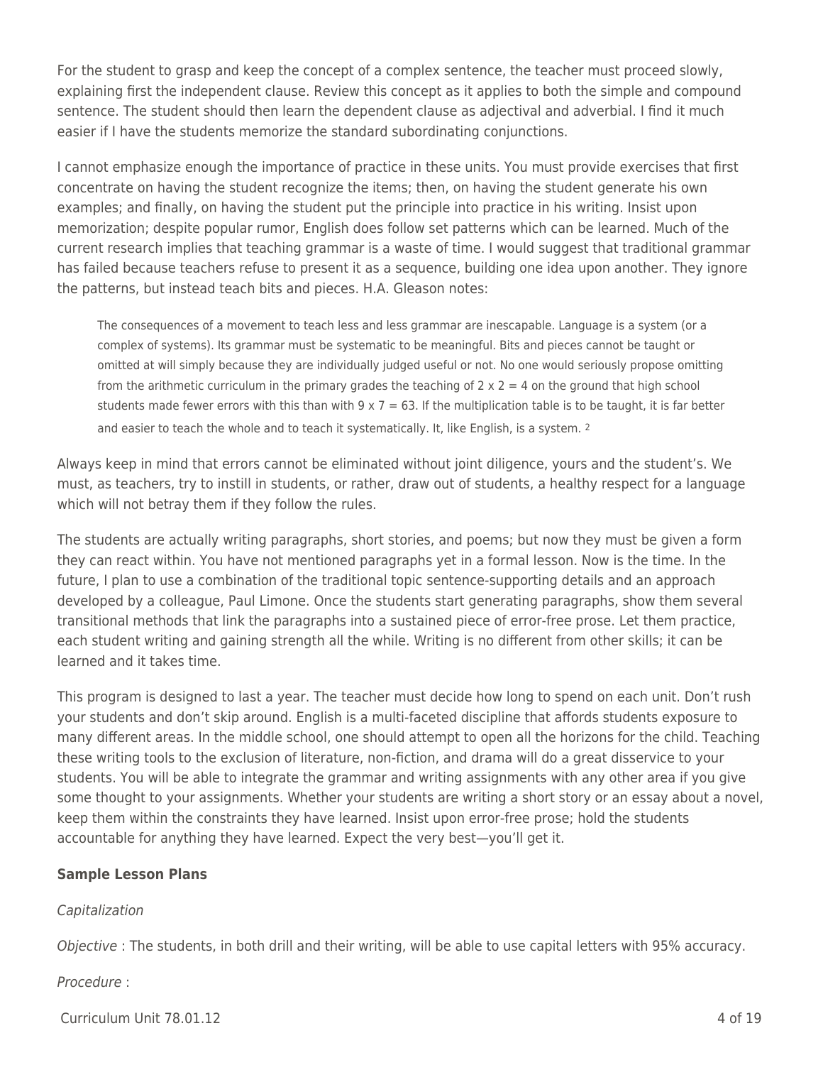For the student to grasp and keep the concept of a complex sentence, the teacher must proceed slowly, explaining first the independent clause. Review this concept as it applies to both the simple and compound sentence. The student should then learn the dependent clause as adjectival and adverbial. I find it much easier if I have the students memorize the standard subordinating conjunctions.

I cannot emphasize enough the importance of practice in these units. You must provide exercises that first concentrate on having the student recognize the items; then, on having the student generate his own examples; and finally, on having the student put the principle into practice in his writing. Insist upon memorization; despite popular rumor, English does follow set patterns which can be learned. Much of the current research implies that teaching grammar is a waste of time. I would suggest that traditional grammar has failed because teachers refuse to present it as a sequence, building one idea upon another. They ignore the patterns, but instead teach bits and pieces. H.A. Gleason notes:

> The consequences of a movement to teach less and less grammar are inescapable. Language is a system (or a complex of systems). Its grammar must be systematic to be meaningful. Bits and pieces cannot be taught or omitted at will simply because they are individually judged useful or not. No one would seriously propose omitting from the arithmetic curriculum in the primary grades the teaching of 2 x 2 = 4 on the ground that high school students made fewer errors with this than with 9 x 7 = 63. If the multiplication table is to be taught, it is far better and easier to teach the whole and to teach it systematically. It, like English, is a system. [2]

Always keep in mind that errors cannot be eliminated without joint diligence, yours and the student's. We must, as teachers, try to instill in students, or rather, draw out of students, a healthy respect for a language which will not betray them if they follow the rules.

The students are actually writing paragraphs, short stories, and poems; but now they must be given a form they can react within. You have not mentioned paragraphs yet in a formal lesson. Now is the time. In the future, I plan to use a combination of the traditional topic sentence-supporting details and an approach developed by a colleague, Paul Limone. Once the students start generating paragraphs, show them several transitional methods that link the paragraphs into a sustained piece of error-free prose. Let them practice, each student writing and gaining strength all the while. Writing is no different from other skills; it can be learned and it takes time.

This program is designed to last a year. The teacher must decide how long to spend on each unit. Don't rush your students and don't skip around. English is a multi-faceted discipline that affords students exposure to many different areas. In the middle school, one should attempt to open all the horizons for the child. Teaching these writing tools to the exclusion of literature, non-fiction, and drama will do a great disservice to your students. You will be able to integrate the grammar and writing assignments with any other area if you give some thought to your assignments. Whether your students are writing a short story or an essay about a novel, keep them within the constraints they have learned. Insist upon error-free prose; hold the students accountable for anything they have learned. Expect the very best—you'll get it.

**Sample Lesson Plans**

*Capitalization*

*Objective* : The students, in both drill and their writing, will be able to use capital letters with 95% accuracy.

*Procedure* :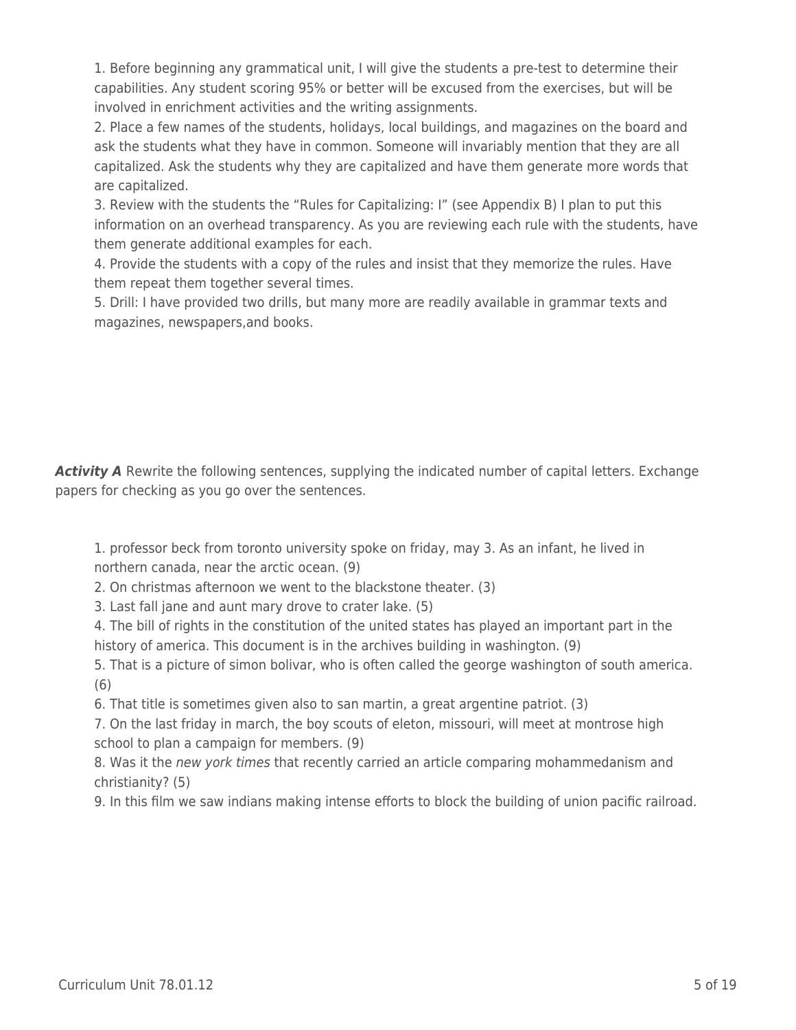1. Before beginning any grammatical unit, I will give the students a pre-test to determine their capabilities. Any student scoring 95% or better will be excused from the exercises, but will be involved in enrichment activities and the writing assignments.
2. Place a few names of the students, holidays, local buildings, and magazines on the board and ask the students what they have in common. Someone will invariably mention that they are all capitalized. Ask the students why they are capitalized and have them generate more words that are capitalized.
3. Review with the students the "Rules for Capitalizing: I" (see Appendix B) I plan to put this information on an overhead transparency. As you are reviewing each rule with the students, have them generate additional examples for each.
4. Provide the students with a copy of the rules and insist that they memorize the rules. Have them repeat them together several times.
5. Drill: I have provided two drills, but many more are readily available in grammar texts and magazines, newspapers,and books.

***Activity A*** Rewrite the following sentences, supplying the indicated number of capital letters. Exchange papers for checking as you go over the sentences.

1. professor beck from toronto university spoke on friday, may 3. As an infant, he lived in northern canada, near the arctic ocean. (9)
2. On christmas afternoon we went to the blackstone theater. (3)
3. Last fall jane and aunt mary drove to crater lake. (5)
4. The bill of rights in the constitution of the united states has played an important part in the history of america. This document is in the archives building in washington. (9)
5. That is a picture of simon bolivar, who is often called the george washington of south america. (6)
6. That title is sometimes given also to san martin, a great argentine patriot. (3)
7. On the last friday in march, the boy scouts of eleton, missouri, will meet at montrose high school to plan a campaign for members. (9)
8. Was it the *new york times* that recently carried an article comparing mohammedanism and christianity? (5)
9. In this film we saw indians making intense efforts to block the building of union pacific railroad.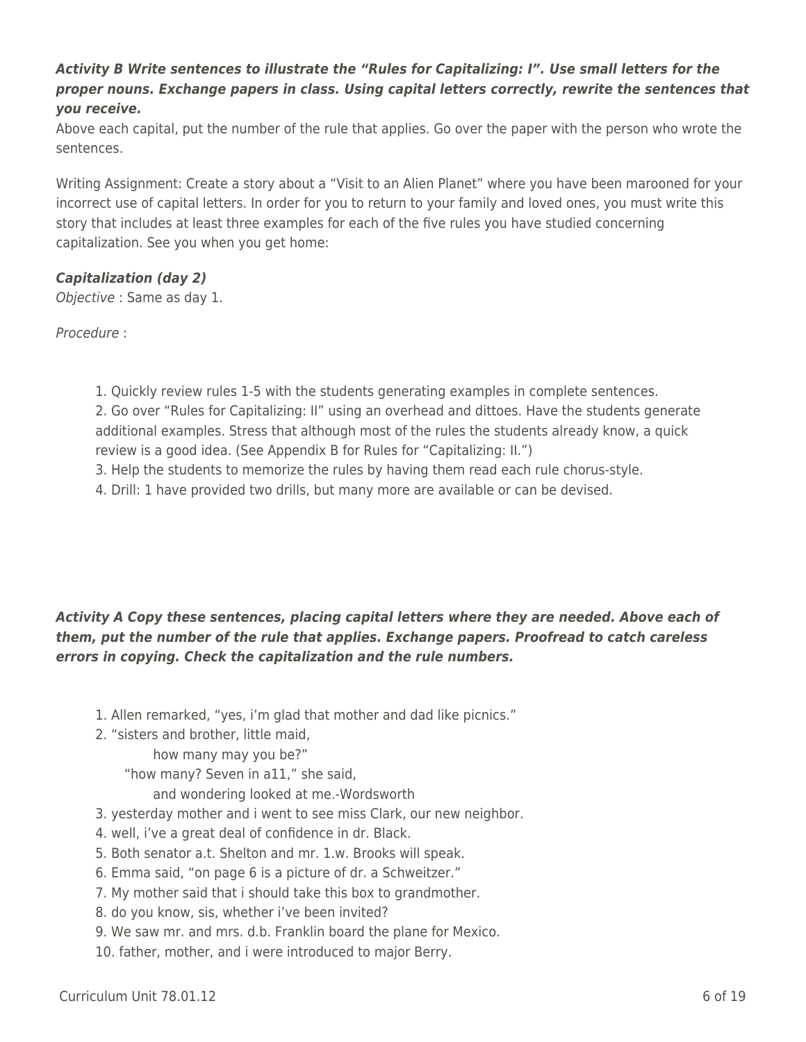***Activity B Write sentences to illustrate the "Rules for Capitalizing: I". Use small letters for the proper nouns. Exchange papers in class. Using capital letters correctly, rewrite the sentences that you receive.***

Above each capital, put the number of the rule that applies. Go over the paper with the person who wrote the sentences.

Writing Assignment: Create a story about a "Visit to an Alien Planet" where you have been marooned for your incorrect use of capital letters. In order for you to return to your family and loved ones, you must write this story that includes at least three examples for each of the five rules you have studied concerning capitalization. See you when you get home:

***Capitalization (day 2)***

*Objective* : Same as day 1.

*Procedure* :

1. Quickly review rules 1-5 with the students generating examples in complete sentences.
2. Go over "Rules for Capitalizing: II" using an overhead and dittoes. Have the students generate additional examples. Stress that although most of the rules the students already know, a quick review is a good idea. (See Appendix B for Rules for "Capitalizing: II.")
3. Help the students to memorize the rules by having them read each rule chorus-style.
4. Drill: 1 have provided two drills, but many more are available or can be devised.

***Activity A Copy these sentences, placing capital letters where they are needed. Above each of them, put the number of the rule that applies. Exchange papers. Proofread to catch careless errors in copying. Check the capitalization and the rule numbers.***

1. Allen remarked, "yes, i'm glad that mother and dad like picnics."
2. "sisters and brother, little maid,
   how many may you be?"
   "how many? Seven in a11," she said,
   and wondering looked at me.-Wordsworth
3. yesterday mother and i went to see miss Clark, our new neighbor.
4. well, i've a great deal of confidence in dr. Black.
5. Both senator a.t. Shelton and mr. 1.w. Brooks will speak.
6. Emma said, "on page 6 is a picture of dr. a Schweitzer."
7. My mother said that i should take this box to grandmother.
8. do you know, sis, whether i've been invited?
9. We saw mr. and mrs. d.b. Franklin board the plane for Mexico.
10. father, mother, and i were introduced to major Berry.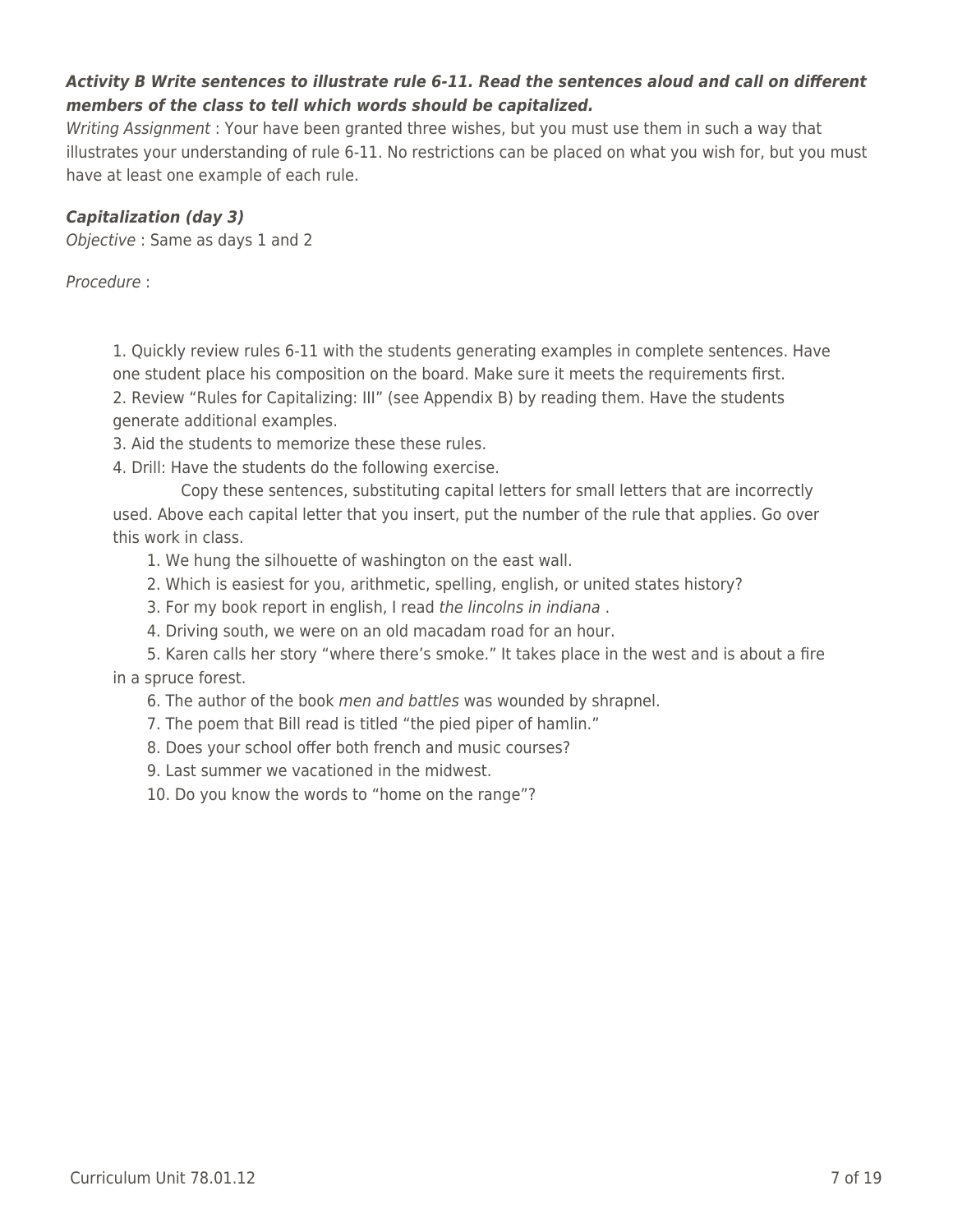***Activity B Write sentences to illustrate rule 6-11. Read the sentences aloud and call on different members of the class to tell which words should be capitalized.***

*Writing Assignment* : Your have been granted three wishes, but you must use them in such a way that illustrates your understanding of rule 6-11. No restrictions can be placed on what you wish for, but you must have at least one example of each rule.

***Capitalization (day 3)***

*Objective* : Same as days 1 and 2

*Procedure* :

1. Quickly review rules 6-11 with the students generating examples in complete sentences. Have one student place his composition on the board. Make sure it meets the requirements first.
2. Review "Rules for Capitalizing: III" (see Appendix B) by reading them. Have the students generate additional examples.
3. Aid the students to memorize these these rules.
4. Drill: Have the students do the following exercise.

    Copy these sentences, substituting capital letters for small letters that are incorrectly used. Above each capital letter that you insert, put the number of the rule that applies. Go over this work in class.

    1. We hung the silhouette of washington on the east wall.
    2. Which is easiest for you, arithmetic, spelling, english, or united states history?
    3. For my book report in english, I read *the lincolns in indiana* .
    4. Driving south, we were on an old macadam road for an hour.
    5. Karen calls her story "where there's smoke." It takes place in the west and is about a fire in a spruce forest.
    6. The author of the book *men and battles* was wounded by shrapnel.
    7. The poem that Bill read is titled "the pied piper of hamlin."
    8. Does your school offer both french and music courses?
    9. Last summer we vacationed in the midwest.
    10. Do you know the words to "home on the range"?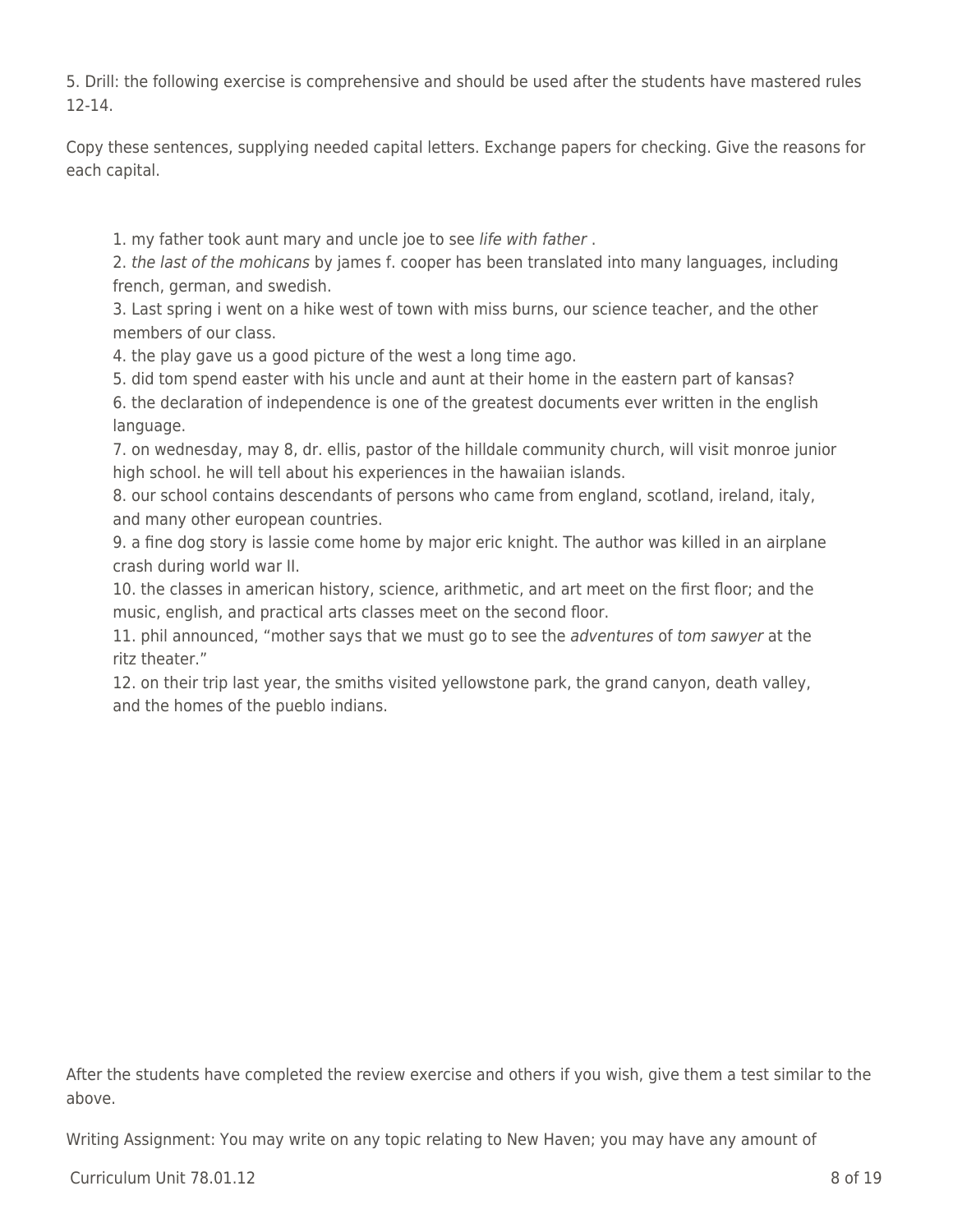5. Drill: the following exercise is comprehensive and should be used after the students have mastered rules 12-14.

Copy these sentences, supplying needed capital letters. Exchange papers for checking. Give the reasons for each capital.

1. my father took aunt mary and uncle joe to see *life with father* .
2. *the last of the mohicans* by james f. cooper has been translated into many languages, including french, german, and swedish.
3. Last spring i went on a hike west of town with miss burns, our science teacher, and the other members of our class.
4. the play gave us a good picture of the west a long time ago.
5. did tom spend easter with his uncle and aunt at their home in the eastern part of kansas?
6. the declaration of independence is one of the greatest documents ever written in the english language.
7. on wednesday, may 8, dr. ellis, pastor of the hilldale community church, will visit monroe junior high school. he will tell about his experiences in the hawaiian islands.
8. our school contains descendants of persons who came from england, scotland, ireland, italy, and many other european countries.
9. a fine dog story is lassie come home by major eric knight. The author was killed in an airplane crash during world war II.
10. the classes in american history, science, arithmetic, and art meet on the first floor; and the music, english, and practical arts classes meet on the second floor.
11. phil announced, "mother says that we must go to see the *adventures* of *tom sawyer* at the ritz theater."
12. on their trip last year, the smiths visited yellowstone park, the grand canyon, death valley, and the homes of the pueblo indians.

After the students have completed the review exercise and others if you wish, give them a test similar to the above.

Writing Assignment: You may write on any topic relating to New Haven; you may have any amount of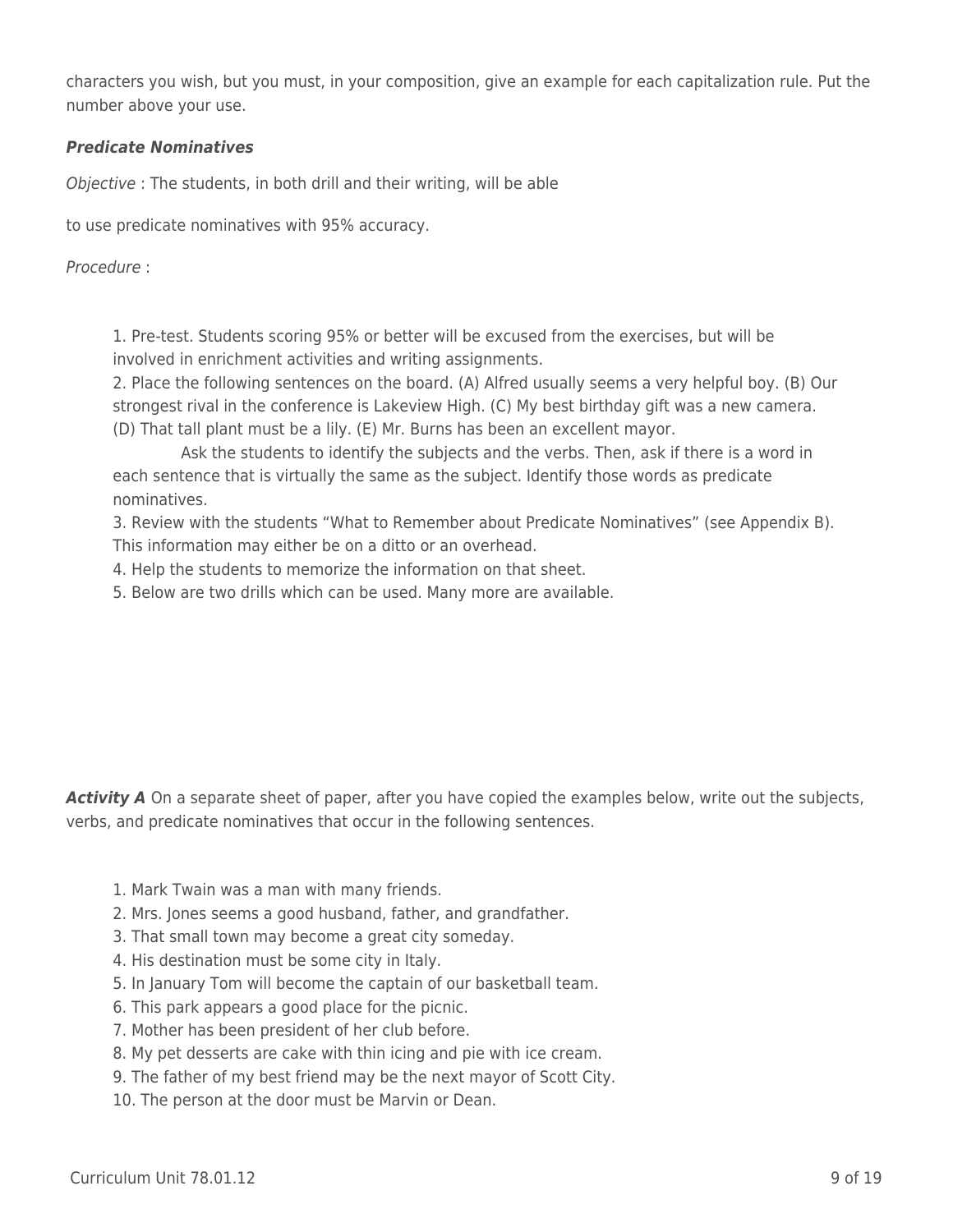characters you wish, but you must, in your composition, give an example for each capitalization rule. Put the number above your use.

***Predicate Nominatives***

*Objective* : The students, in both drill and their writing, will be able

to use predicate nominatives with 95% accuracy.

*Procedure* :

1. Pre-test. Students scoring 95% or better will be excused from the exercises, but will be involved in enrichment activities and writing assignments.
2. Place the following sentences on the board. (A) Alfred usually seems a very helpful boy. (B) Our strongest rival in the conference is Lakeview High. (C) My best birthday gift was a new camera. (D) That tall plant must be a lily. (E) Mr. Burns has been an excellent mayor.

   Ask the students to identify the subjects and the verbs. Then, ask if there is a word in each sentence that is virtually the same as the subject. Identify those words as predicate nominatives.
3. Review with the students "What to Remember about Predicate Nominatives" (see Appendix B). This information may either be on a ditto or an overhead.
4. Help the students to memorize the information on that sheet.
5. Below are two drills which can be used. Many more are available.

***Activity A*** On a separate sheet of paper, after you have copied the examples below, write out the subjects, verbs, and predicate nominatives that occur in the following sentences.

1. Mark Twain was a man with many friends.
2. Mrs. Jones seems a good husband, father, and grandfather.
3. That small town may become a great city someday.
4. His destination must be some city in Italy.
5. In January Tom will become the captain of our basketball team.
6. This park appears a good place for the picnic.
7. Mother has been president of her club before.
8. My pet desserts are cake with thin icing and pie with ice cream.
9. The father of my best friend may be the next mayor of Scott City.
10. The person at the door must be Marvin or Dean.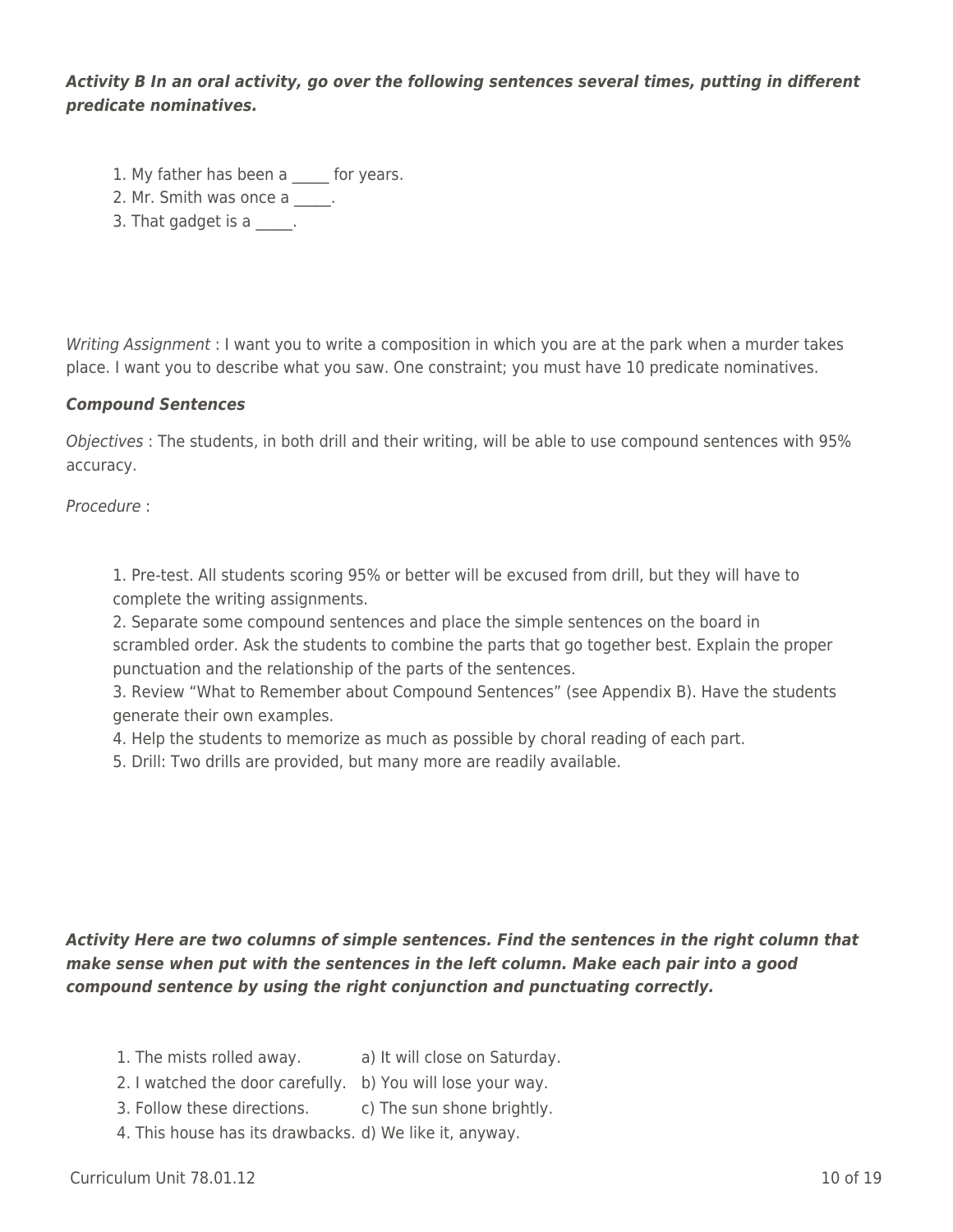***Activity B In an oral activity, go over the following sentences several times, putting in different predicate nominatives.***

1. My father has been a _____ for years.
2. Mr. Smith was once a _____.
3. That gadget is a _____.

*Writing Assignment* : I want you to write a composition in which you are at the park when a murder takes place. I want you to describe what you saw. One constraint; you must have 10 predicate nominatives.

***Compound Sentences***

*Objectives* : The students, in both drill and their writing, will be able to use compound sentences with 95% accuracy.

*Procedure* :

1. Pre-test. All students scoring 95% or better will be excused from drill, but they will have to complete the writing assignments.
2. Separate some compound sentences and place the simple sentences on the board in scrambled order. Ask the students to combine the parts that go together best. Explain the proper punctuation and the relationship of the parts of the sentences.
3. Review "What to Remember about Compound Sentences" (see Appendix B). Have the students generate their own examples.
4. Help the students to memorize as much as possible by choral reading of each part.
5. Drill: Two drills are provided, but many more are readily available.

***Activity Here are two columns of simple sentences. Find the sentences in the right column that make sense when put with the sentences in the left column. Make each pair into a good compound sentence by using the right conjunction and punctuating correctly.***

| | |
|---|---|
| 1. The mists rolled away. | a) It will close on Saturday. |
| 2. I watched the door carefully. | b) You will lose your way. |
| 3. Follow these directions. | c) The sun shone brightly. |
| 4. This house has its drawbacks. | d) We like it, anyway. |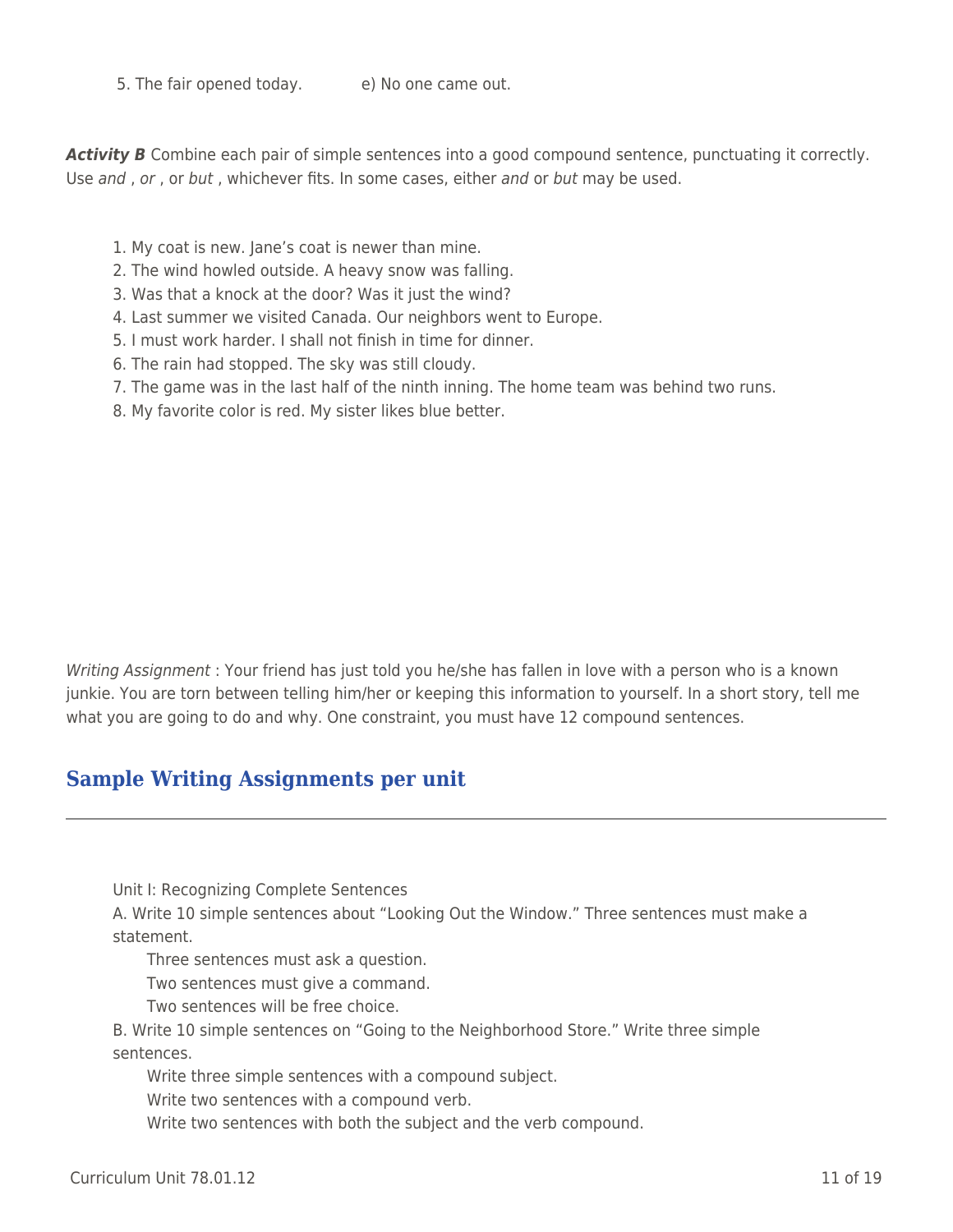5. The fair opened today. e) No one came out.

***Activity B*** Combine each pair of simple sentences into a good compound sentence, punctuating it correctly. Use *and* , *or* , or *but* , whichever fits. In some cases, either *and* or *but* may be used.

1. My coat is new. Jane's coat is newer than mine.
2. The wind howled outside. A heavy snow was falling.
3. Was that a knock at the door? Was it just the wind?
4. Last summer we visited Canada. Our neighbors went to Europe.
5. I must work harder. I shall not finish in time for dinner.
6. The rain had stopped. The sky was still cloudy.
7. The game was in the last half of the ninth inning. The home team was behind two runs.
8. My favorite color is red. My sister likes blue better.

*Writing Assignment* : Your friend has just told you he/she has fallen in love with a person who is a known junkie. You are torn between telling him/her or keeping this information to yourself. In a short story, tell me what you are going to do and why. One constraint, you must have 12 compound sentences.

## Sample Writing Assignments per unit

---

Unit I: Recognizing Complete Sentences

A. Write 10 simple sentences about "Looking Out the Window." Three sentences must make a statement.

Three sentences must ask a question.

Two sentences must give a command.

Two sentences will be free choice.

B. Write 10 simple sentences on "Going to the Neighborhood Store." Write three simple sentences.

Write three simple sentences with a compound subject.

Write two sentences with a compound verb.

Write two sentences with both the subject and the verb compound.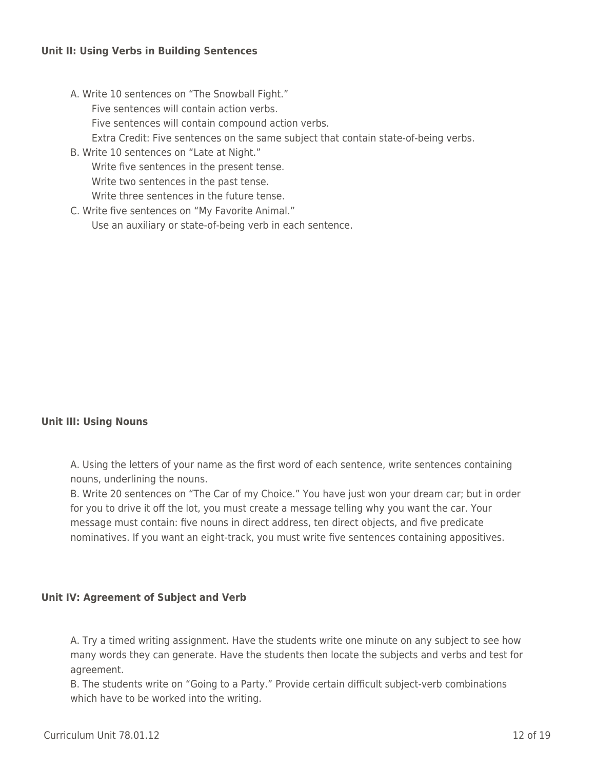**Unit II: Using Verbs in Building Sentences**

A. Write 10 sentences on "The Snowball Fight."
   - Five sentences will contain action verbs.
   - Five sentences will contain compound action verbs.
   - Extra Credit: Five sentences on the same subject that contain state-of-being verbs.

B. Write 10 sentences on "Late at Night."
   - Write five sentences in the present tense.
   - Write two sentences in the past tense.
   - Write three sentences in the future tense.

C. Write five sentences on "My Favorite Animal."
   - Use an auxiliary or state-of-being verb in each sentence.

**Unit III: Using Nouns**

A. Using the letters of your name as the first word of each sentence, write sentences containing nouns, underlining the nouns.

B. Write 20 sentences on "The Car of my Choice." You have just won your dream car; but in order for you to drive it off the lot, you must create a message telling why you want the car. Your message must contain: five nouns in direct address, ten direct objects, and five predicate nominatives. If you want an eight-track, you must write five sentences containing appositives.

**Unit IV: Agreement of Subject and Verb**

A. Try a timed writing assignment. Have the students write one minute on any subject to see how many words they can generate. Have the students then locate the subjects and verbs and test for agreement.

B. The students write on "Going to a Party." Provide certain difficult subject-verb combinations which have to be worked into the writing.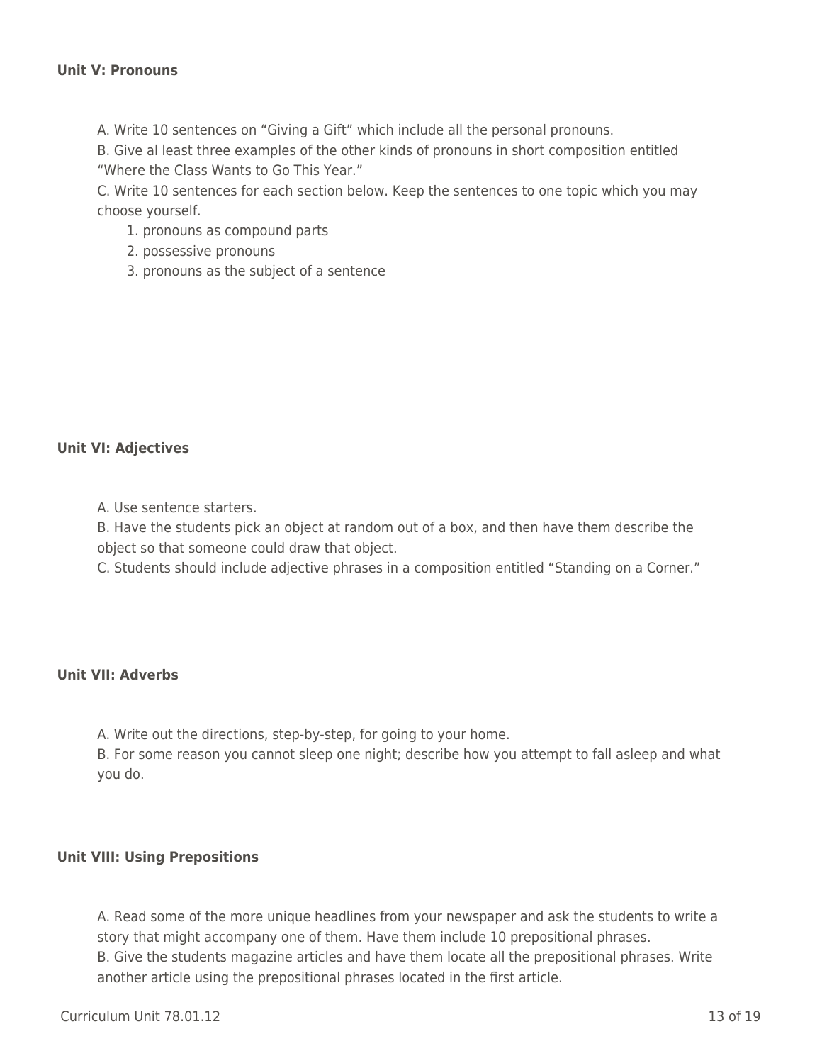**Unit V: Pronouns**

A. Write 10 sentences on "Giving a Gift" which include all the personal pronouns.
B. Give al least three examples of the other kinds of pronouns in short composition entitled "Where the Class Wants to Go This Year."
C. Write 10 sentences for each section below. Keep the sentences to one topic which you may choose yourself.

1. pronouns as compound parts
2. possessive pronouns
3. pronouns as the subject of a sentence

**Unit VI: Adjectives**

A. Use sentence starters.
B. Have the students pick an object at random out of a box, and then have them describe the object so that someone could draw that object.
C. Students should include adjective phrases in a composition entitled "Standing on a Corner."

**Unit VII: Adverbs**

A. Write out the directions, step-by-step, for going to your home.
B. For some reason you cannot sleep one night; describe how you attempt to fall asleep and what you do.

**Unit VIII: Using Prepositions**

A. Read some of the more unique headlines from your newspaper and ask the students to write a story that might accompany one of them. Have them include 10 prepositional phrases.
B. Give the students magazine articles and have them locate all the prepositional phrases. Write another article using the prepositional phrases located in the first article.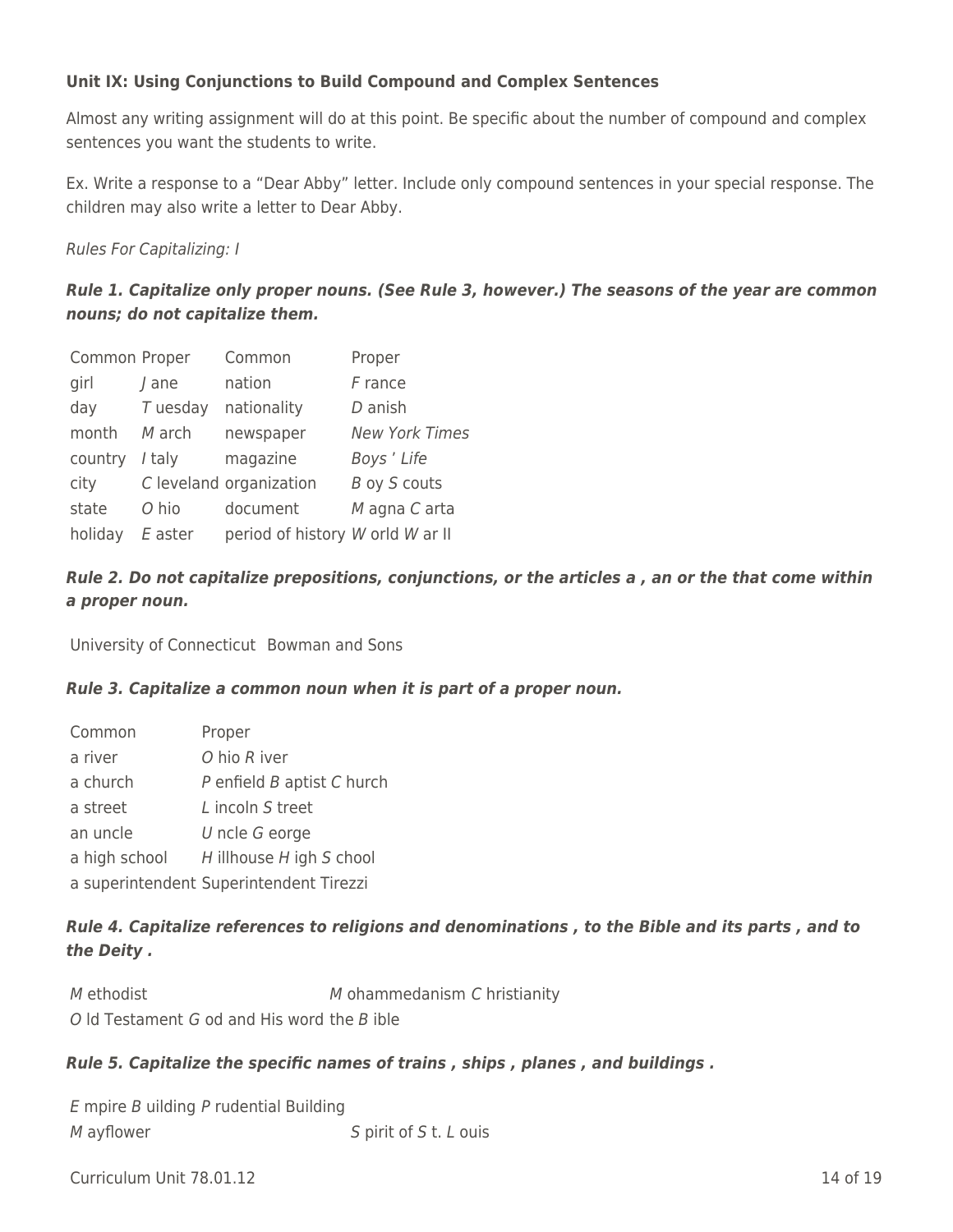**Unit IX: Using Conjunctions to Build Compound and Complex Sentences**

Almost any writing assignment will do at this point. Be specific about the number of compound and complex sentences you want the students to write.

Ex. Write a response to a "Dear Abby" letter. Include only compound sentences in your special response. The children may also write a letter to Dear Abby.

*Rules For Capitalizing: I*

***Rule 1. Capitalize only proper nouns. (See Rule 3, however.) The seasons of the year are common nouns; do not capitalize them.***

| Common | Proper | Common | Proper |
|---|---|---|---|
| girl | *J* ane | nation | *F* rance |
| day | *T* uesday | nationality | *D* anish |
| month | *M* arch | newspaper | *New York Times* |
| country | *I* taly | magazine | *Boys ' Life* |
| city | *C* leveland | organization | *B* oy *S* couts |
| state | *O* hio | document | *M* agna *C* arta |
| holiday | *E* aster | period of history | *W* orld *W* ar II |

***Rule 2. Do not capitalize prepositions, conjunctions, or the articles a , an or the that come within a proper noun.***

University of Connecticut Bowman and Sons

***Rule 3. Capitalize a common noun when it is part of a proper noun.***

| Common | Proper |
|---|---|
| a river | *O* hio *R* iver |
| a church | *P* enfield *B* aptist *C* hurch |
| a street | *L* incoln *S* treet |
| an uncle | *U* ncle *G* eorge |
| a high school | *H* illhouse *H* igh *S* chool |
| a superintendent | Superintendent Tirezzi |

***Rule 4. Capitalize references to religions and denominations , to the Bible and its parts , and to the Deity .***

*M* ethodist *M* ohammedanism *C* hristianity
*O* ld Testament *G* od and His word the *B* ible

***Rule 5. Capitalize the specific names of trains , ships , planes , and buildings .***

*E* mpire *B* uilding *P* rudential Building
*M* ayflower *S* pirit of *S* t. *L* ouis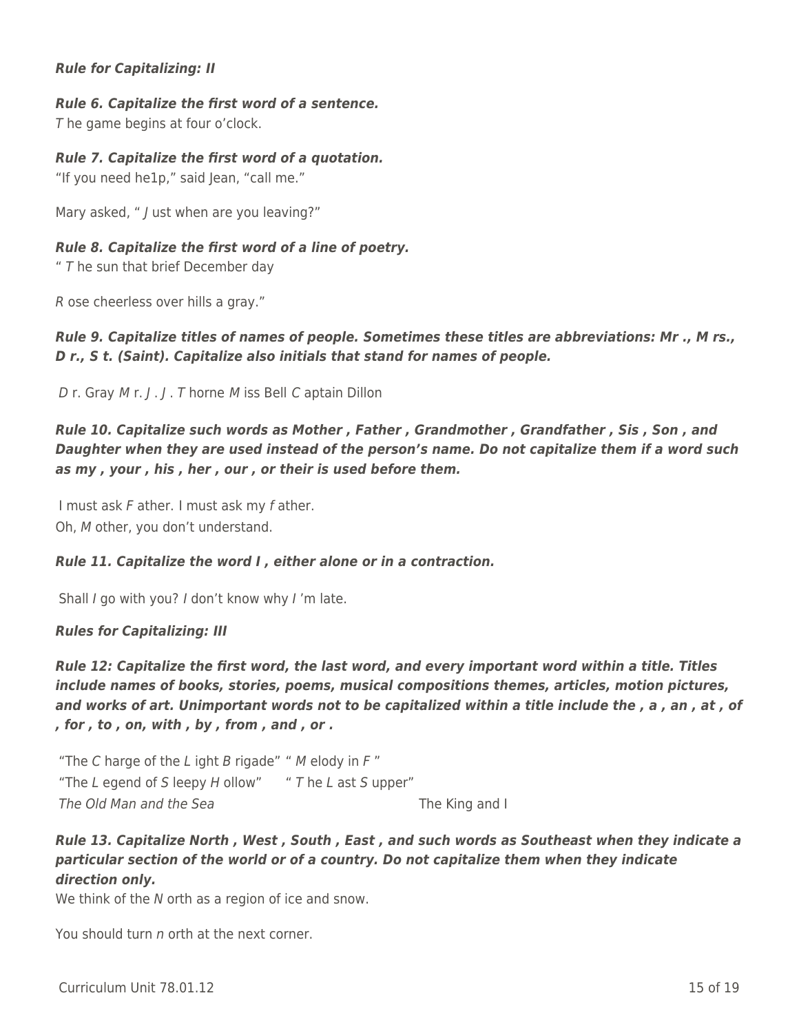***Rule for Capitalizing: II***

***Rule 6. Capitalize the first word of a sentence.***
*T* he game begins at four o'clock.

***Rule 7. Capitalize the first word of a quotation.***
"If you need he1p," said Jean, "call me."

Mary asked, " *J* ust when are you leaving?"

***Rule 8. Capitalize the first word of a line of poetry.***
" *T* he sun that brief December day

*R* ose cheerless over hills a gray."

***Rule 9. Capitalize titles of names of people. Sometimes these titles are abbreviations: Mr ., M rs., D r., S t. (Saint). Capitalize also initials that stand for names of people.***

*D* r. Gray *M* r. *J* . *J* . *T* horne *M* iss Bell *C* aptain Dillon

***Rule 10. Capitalize such words as Mother , Father , Grandmother , Grandfather , Sis , Son , and Daughter when they are used instead of the person's name. Do not capitalize them if a word such as my , your , his , her , our , or their is used before them.***

I must ask *F* ather. I must ask my *f* ather.
Oh, *M* other, you don't understand.

***Rule 11. Capitalize the word I , either alone or in a contraction.***

Shall *I* go with you? *I* don't know why *I* 'm late.

***Rules for Capitalizing: III***

***Rule 12: Capitalize the first word, the last word, and every important word within a title. Titles include names of books, stories, poems, musical compositions themes, articles, motion pictures, and works of art. Unimportant words not to be capitalized within a title include the , a , an , at , of , for , to , on, with , by , from , and , or .***

"The *C* harge of the *L* ight *B* rigade" " *M* elody in *F* "
"The *L* egend of *S* leepy *H* ollow" " *T* he *L* ast *S* upper"
*The Old Man and the Sea* The King and I

***Rule 13. Capitalize North , West , South , East , and such words as Southeast when they indicate a particular section of the world or of a country. Do not capitalize them when they indicate direction only.***
We think of the *N* orth as a region of ice and snow.

You should turn *n* orth at the next corner.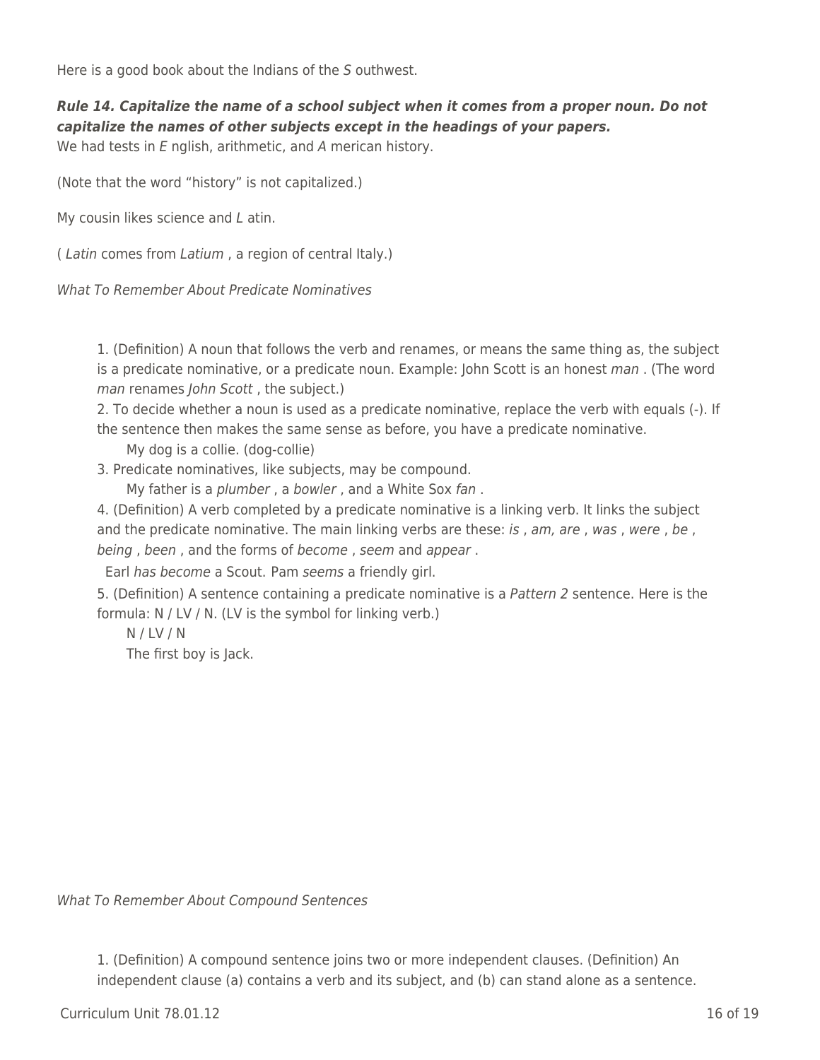Here is a good book about the Indians of the *S* outhwest.

***Rule 14. Capitalize the name of a school subject when it comes from a proper noun. Do not capitalize the names of other subjects except in the headings of your papers.***

We had tests in *E* nglish, arithmetic, and *A* merican history.

(Note that the word "history" is not capitalized.)

My cousin likes science and *L* atin.

( *Latin* comes from *Latium* , a region of central Italy.)

*What To Remember About Predicate Nominatives*

1. (Definition) A noun that follows the verb and renames, or means the same thing as, the subject is a predicate nominative, or a predicate noun. Example: John Scott is an honest *man* . (The word *man* renames *John Scott* , the subject.)
2. To decide whether a noun is used as a predicate nominative, replace the verb with equals (-). If the sentence then makes the same sense as before, you have a predicate nominative.

    My dog is a collie. (dog-collie)
3. Predicate nominatives, like subjects, may be compound.

    My father is a *plumber* , a *bowler* , and a White Sox *fan* .
4. (Definition) A verb completed by a predicate nominative is a linking verb. It links the subject and the predicate nominative. The main linking verbs are these: *is* , *am, are* , *was* , *were* , *be* , *being* , *been* , and the forms of *become* , *seem* and *appear* .

    Earl *has become* a Scout. Pam *seems* a friendly girl.
5. (Definition) A sentence containing a predicate nominative is a *Pattern 2* sentence. Here is the formula: N / LV / N. (LV is the symbol for linking verb.)

    N / LV / N

    The first boy is Jack.

*What To Remember About Compound Sentences*

1. (Definition) A compound sentence joins two or more independent clauses. (Definition) An independent clause (a) contains a verb and its subject, and (b) can stand alone as a sentence.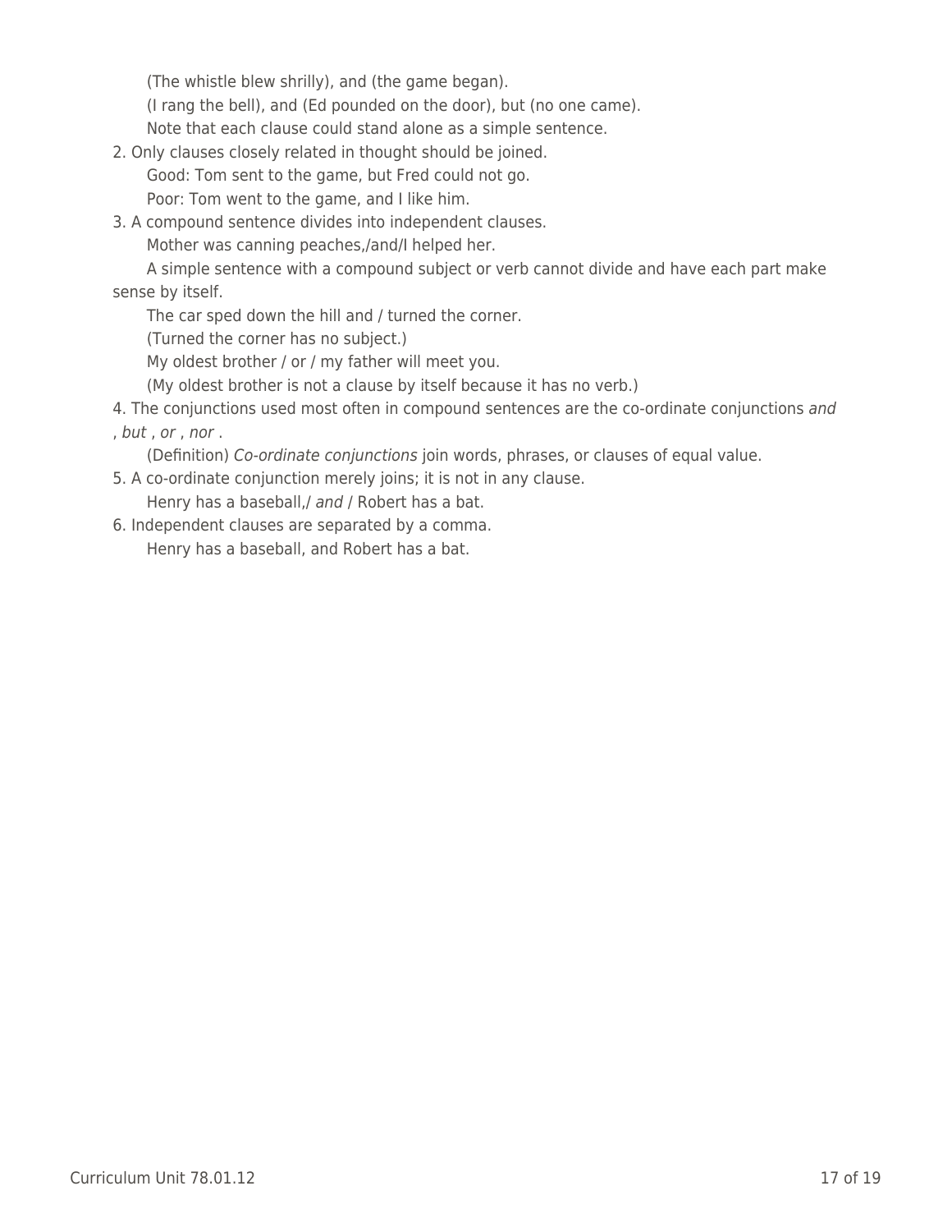(The whistle blew shrilly), and (the game began).

(I rang the bell), and (Ed pounded on the door), but (no one came).

Note that each clause could stand alone as a simple sentence.

2. Only clauses closely related in thought should be joined.

Good: Tom sent to the game, but Fred could not go.

Poor: Tom went to the game, and I like him.

3. A compound sentence divides into independent clauses.

Mother was canning peaches,/and/I helped her.

A simple sentence with a compound subject or verb cannot divide and have each part make sense by itself.

The car sped down the hill and / turned the corner.

(Turned the corner has no subject.)

My oldest brother / or / my father will meet you.

(My oldest brother is not a clause by itself because it has no verb.)

4. The conjunctions used most often in compound sentences are the co-ordinate conjunctions *and* , *but* , *or* , *nor* .

(Definition) *Co-ordinate conjunctions* join words, phrases, or clauses of equal value.

5. A co-ordinate conjunction merely joins; it is not in any clause.

Henry has a baseball,/ *and* / Robert has a bat.

6. Independent clauses are separated by a comma.

Henry has a baseball, and Robert has a bat.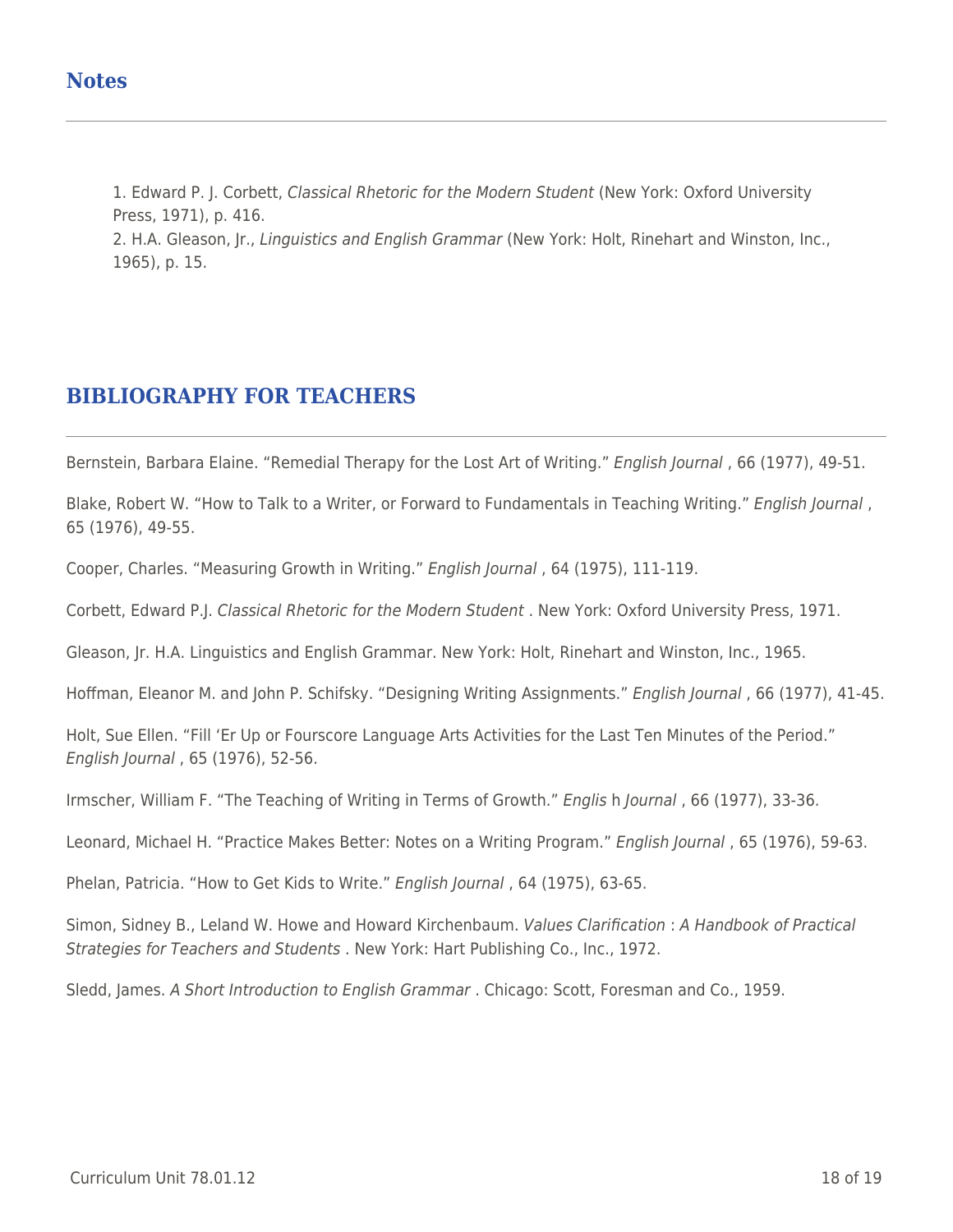## Notes

1. Edward P. J. Corbett, *Classical Rhetoric for the Modern Student* (New York: Oxford University Press, 1971), p. 416.
2. H.A. Gleason, Jr., *Linguistics and English Grammar* (New York: Holt, Rinehart and Winston, Inc., 1965), p. 15.

## BIBLIOGRAPHY FOR TEACHERS

Bernstein, Barbara Elaine. "Remedial Therapy for the Lost Art of Writing." *English Journal* , 66 (1977), 49-51.

Blake, Robert W. "How to Talk to a Writer, or Forward to Fundamentals in Teaching Writing." *English Journal* , 65 (1976), 49-55.

Cooper, Charles. "Measuring Growth in Writing." *English Journal* , 64 (1975), 111-119.

Corbett, Edward P.J. *Classical Rhetoric for the Modern Student* . New York: Oxford University Press, 1971.

Gleason, Jr. H.A. Linguistics and English Grammar. New York: Holt, Rinehart and Winston, Inc., 1965.

Hoffman, Eleanor M. and John P. Schifsky. "Designing Writing Assignments." *English Journal* , 66 (1977), 41-45.

Holt, Sue Ellen. "Fill 'Er Up or Fourscore Language Arts Activities for the Last Ten Minutes of the Period." *English Journal* , 65 (1976), 52-56.

Irmscher, William F. "The Teaching of Writing in Terms of Growth." *Englis* h *Journal* , 66 (1977), 33-36.

Leonard, Michael H. "Practice Makes Better: Notes on a Writing Program." *English Journal* , 65 (1976), 59-63.

Phelan, Patricia. "How to Get Kids to Write." *English Journal* , 64 (1975), 63-65.

Simon, Sidney B., Leland W. Howe and Howard Kirchenbaum. *Values Clarification* : *A Handbook of Practical Strategies for Teachers and Students* . New York: Hart Publishing Co., Inc., 1972.

Sledd, James. *A Short Introduction to English Grammar* . Chicago: Scott, Foresman and Co., 1959.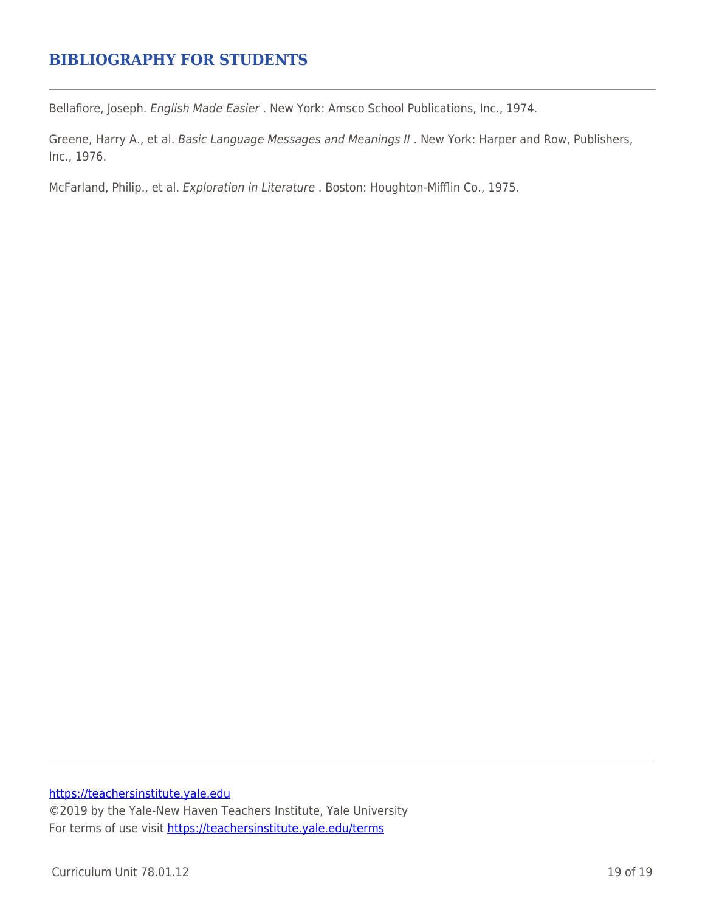## BIBLIOGRAPHY FOR STUDENTS

Bellafiore, Joseph. *English Made Easier* . New York: Amsco School Publications, Inc., 1974.

Greene, Harry A., et al. *Basic Language Messages and Meanings II* . New York: Harper and Row, Publishers, Inc., 1976.

McFarland, Philip., et al. *Exploration in Literature* . Boston: Houghton-Mifflin Co., 1975.

https://teachersinstitute.yale.edu
©2019 by the Yale-New Haven Teachers Institute, Yale University
For terms of use visit https://teachersinstitute.yale.edu/terms